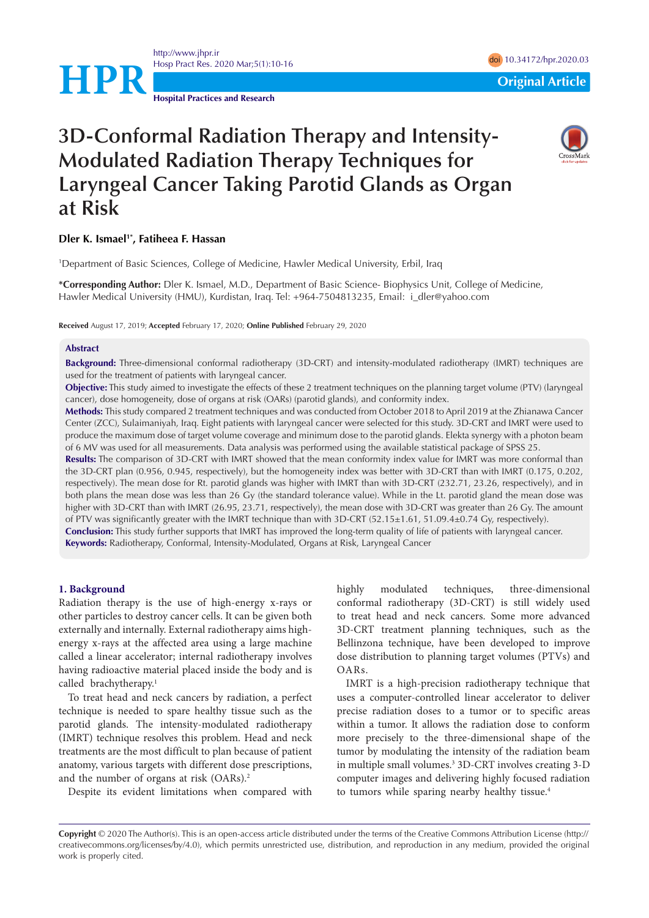# 3D-Conformal Radiation Therapy and Intensity-Modulated Radiation Therapy Techniques for Laryngeal Cancer Taking Parotid Glands as Organ at Risk

**Dler K. Ismael[1*], Fatiheea F. Hassan**

[1]Department of Basic Sciences, College of Medicine, Hawler Medical University, Erbil, Iraq

***Corresponding Author:** Dler K. Ismael, M.D., Department of Basic Science- Biophysics Unit, College of Medicine, Hawler Medical University (HMU), Kurdistan, Iraq. Tel: +964-7504813235, Email: i_dler@yahoo.com

**Received** August 17, 2019; **Accepted** February 17, 2020; **Online Published** February 29, 2020

## Abstract

**Background:** Three-dimensional conformal radiotherapy (3D-CRT) and intensity-modulated radiotherapy (IMRT) techniques are used for the treatment of patients with laryngeal cancer.

**Objective:** This study aimed to investigate the effects of these 2 treatment techniques on the planning target volume (PTV) (laryngeal cancer), dose homogeneity, dose of organs at risk (OARs) (parotid glands), and conformity index.

**Methods:** This study compared 2 treatment techniques and was conducted from October 2018 to April 2019 at the Zhianawa Cancer Center (ZCC), Sulaimaniyah, Iraq. Eight patients with laryngeal cancer were selected for this study. 3D-CRT and IMRT were used to produce the maximum dose of target volume coverage and minimum dose to the parotid glands. Elekta synergy with a photon beam of 6 MV was used for all measurements. Data analysis was performed using the available statistical package of SPSS 25.

**Results:** The comparison of 3D-CRT with IMRT showed that the mean conformity index value for IMRT was more conformal than the 3D-CRT plan (0.956, 0.945, respectively), but the homogeneity index was better with 3D-CRT than with IMRT (0.175, 0.202, respectively). The mean dose for Rt. parotid glands was higher with IMRT than with 3D-CRT (232.71, 23.26, respectively), and in both plans the mean dose was less than 26 Gy (the standard tolerance value). While in the Lt. parotid gland the mean dose was higher with 3D-CRT than with IMRT (26.95, 23.71, respectively), the mean dose with 3D-CRT was greater than 26 Gy. The amount of PTV was significantly greater with the IMRT technique than with 3D-CRT (52.15±1.61, 51.09.4±0.74 Gy, respectively).

**Conclusion:** This study further supports that IMRT has improved the long-term quality of life of patients with laryngeal cancer.

**Keywords:** Radiotherapy, Conformal, Intensity-Modulated, Organs at Risk, Laryngeal Cancer

## 1. Background

Radiation therapy is the use of high-energy x-rays or other particles to destroy cancer cells. It can be given both externally and internally. External radiotherapy aims high-energy x-rays at the affected area using a large machine called a linear accelerator; internal radiotherapy involves having radioactive material placed inside the body and is called brachytherapy.[1]

To treat head and neck cancers by radiation, a perfect technique is needed to spare healthy tissue such as the parotid glands. The intensity-modulated radiotherapy (IMRT) technique resolves this problem. Head and neck treatments are the most difficult to plan because of patient anatomy, various targets with different dose prescriptions, and the number of organs at risk (OARs).[2]

Despite its evident limitations when compared with highly modulated techniques, three-dimensional conformal radiotherapy (3D-CRT) is still widely used to treat head and neck cancers. Some more advanced 3D-CRT treatment planning techniques, such as the Bellinzona technique, have been developed to improve dose distribution to planning target volumes (PTVs) and OARs.

IMRT is a high-precision radiotherapy technique that uses a computer-controlled linear accelerator to deliver precise radiation doses to a tumor or to specific areas within a tumor. It allows the radiation dose to conform more precisely to the three-dimensional shape of the tumor by modulating the intensity of the radiation beam in multiple small volumes.[3] 3D-CRT involves creating 3-D computer images and delivering highly focused radiation to tumors while sparing nearby healthy tissue.[4]

**Copyright** © 2020 The Author(s). This is an open-access article distributed under the terms of the Creative Commons Attribution License (http://creativecommons.org/licenses/by/4.0), which permits unrestricted use, distribution, and reproduction in any medium, provided the original work is properly cited.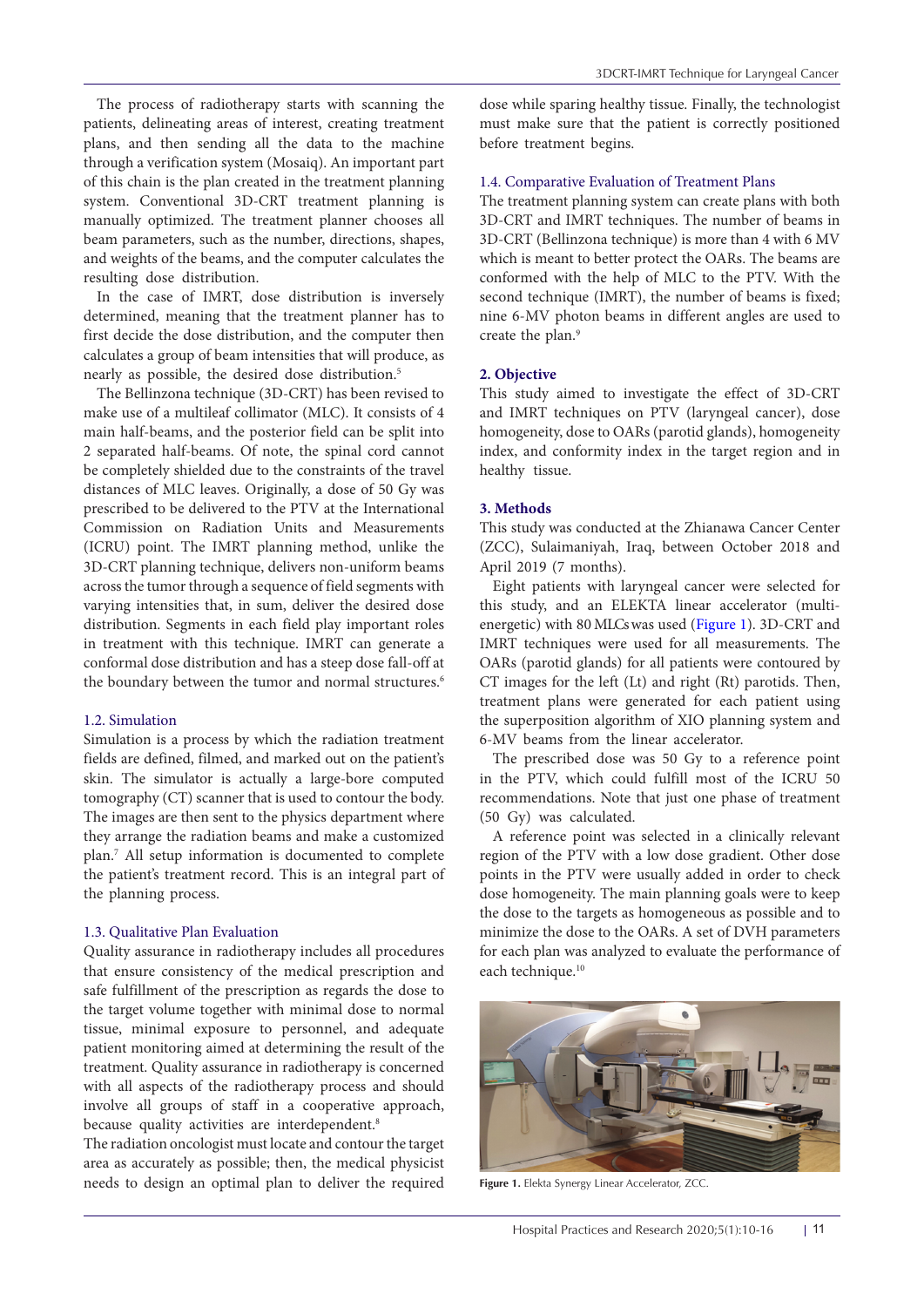The process of radiotherapy starts with scanning the patients, delineating areas of interest, creating treatment plans, and then sending all the data to the machine through a verification system (Mosaiq). An important part of this chain is the plan created in the treatment planning system. Conventional 3D-CRT treatment planning is manually optimized. The treatment planner chooses all beam parameters, such as the number, directions, shapes, and weights of the beams, and the computer calculates the resulting dose distribution.

In the case of IMRT, dose distribution is inversely determined, meaning that the treatment planner has to first decide the dose distribution, and the computer then calculates a group of beam intensities that will produce, as nearly as possible, the desired dose distribution.[5]

The Bellinzona technique (3D-CRT) has been revised to make use of a multileaf collimator (MLC). It consists of 4 main half-beams, and the posterior field can be split into 2 separated half-beams. Of note, the spinal cord cannot be completely shielded due to the constraints of the travel distances of MLC leaves. Originally, a dose of 50 Gy was prescribed to be delivered to the PTV at the International Commission on Radiation Units and Measurements (ICRU) point. The IMRT planning method, unlike the 3D-CRT planning technique, delivers non-uniform beams across the tumor through a sequence of field segments with varying intensities that, in sum, deliver the desired dose distribution. Segments in each field play important roles in treatment with this technique. IMRT can generate a conformal dose distribution and has a steep dose fall-off at the boundary between the tumor and normal structures.[6]

### 1.2. Simulation

Simulation is a process by which the radiation treatment fields are defined, filmed, and marked out on the patient's skin. The simulator is actually a large-bore computed tomography (CT) scanner that is used to contour the body. The images are then sent to the physics department where they arrange the radiation beams and make a customized plan.[7] All setup information is documented to complete the patient's treatment record. This is an integral part of the planning process.

### 1.3. Qualitative Plan Evaluation

Quality assurance in radiotherapy includes all procedures that ensure consistency of the medical prescription and safe fulfillment of the prescription as regards the dose to the target volume together with minimal dose to normal tissue, minimal exposure to personnel, and adequate patient monitoring aimed at determining the result of the treatment. Quality assurance in radiotherapy is concerned with all aspects of the radiotherapy process and should involve all groups of staff in a cooperative approach, because quality activities are interdependent.[8]

The radiation oncologist must locate and contour the target area as accurately as possible; then, the medical physicist needs to design an optimal plan to deliver the required dose while sparing healthy tissue. Finally, the technologist must make sure that the patient is correctly positioned before treatment begins.

### 1.4. Comparative Evaluation of Treatment Plans

The treatment planning system can create plans with both 3D-CRT and IMRT techniques. The number of beams in 3D-CRT (Bellinzona technique) is more than 4 with 6 MV which is meant to better protect the OARs. The beams are conformed with the help of MLC to the PTV. With the second technique (IMRT), the number of beams is fixed; nine 6-MV photon beams in different angles are used to create the plan.[9]

## 2. Objective

This study aimed to investigate the effect of 3D-CRT and IMRT techniques on PTV (laryngeal cancer), dose homogeneity, dose to OARs (parotid glands), homogeneity index, and conformity index in the target region and in healthy tissue.

## 3. Methods

This study was conducted at the Zhianawa Cancer Center (ZCC), Sulaimaniyah, Iraq, between October 2018 and April 2019 (7 months).

Eight patients with laryngeal cancer were selected for this study, and an ELEKTA linear accelerator (multi-energetic) with 80 MLCs was used (Figure 1). 3D-CRT and IMRT techniques were used for all measurements. The OARs (parotid glands) for all patients were contoured by CT images for the left (Lt) and right (Rt) parotids. Then, treatment plans were generated for each patient using the superposition algorithm of XIO planning system and 6-MV beams from the linear accelerator.

The prescribed dose was 50 Gy to a reference point in the PTV, which could fulfill most of the ICRU 50 recommendations. Note that just one phase of treatment (50 Gy) was calculated.

A reference point was selected in a clinically relevant region of the PTV with a low dose gradient. Other dose points in the PTV were usually added in order to check dose homogeneity. The main planning goals were to keep the dose to the targets as homogeneous as possible and to minimize the dose to the OARs. A set of DVH parameters for each plan was analyzed to evaluate the performance of each technique.[10]

**Figure 1.** Elekta Synergy Linear Accelerator, ZCC.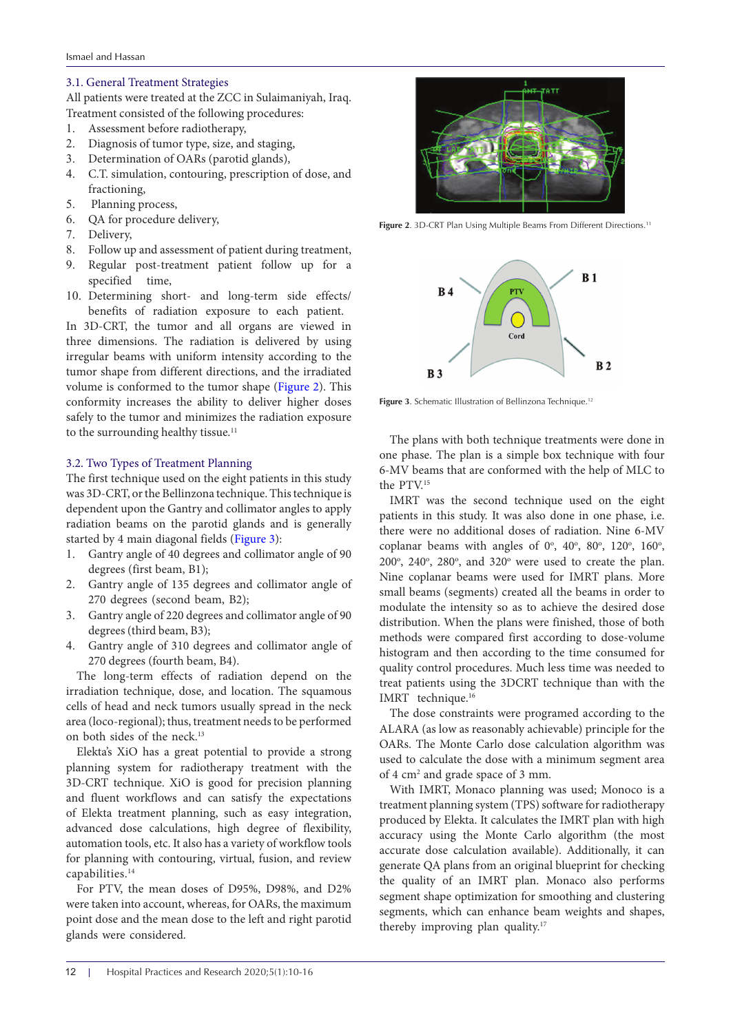### 3.1. General Treatment Strategies

All patients were treated at the ZCC in Sulaimaniyah, Iraq. Treatment consisted of the following procedures:

1. Assessment before radiotherapy,
2. Diagnosis of tumor type, size, and staging,
3. Determination of OARs (parotid glands),
4. C.T. simulation, contouring, prescription of dose, and fractioning,
5. Planning process,
6. QA for procedure delivery,
7. Delivery,
8. Follow up and assessment of patient during treatment,
9. Regular post-treatment patient follow up for a specified time,
10. Determining short- and long-term side effects/ benefits of radiation exposure to each patient.

In 3D-CRT, the tumor and all organs are viewed in three dimensions. The radiation is delivered by using irregular beams with uniform intensity according to the tumor shape from different directions, and the irradiated volume is conformed to the tumor shape (Figure 2). This conformity increases the ability to deliver higher doses safely to the tumor and minimizes the radiation exposure to the surrounding healthy tissue.[11]

Figure 2. 3D-CRT Plan Using Multiple Beams From Different Directions.[11]

Figure 3. Schematic Illustration of Bellinzona Technique.[12]

### 3.2. Two Types of Treatment Planning

The first technique used on the eight patients in this study was 3D-CRT, or the Bellinzona technique. This technique is dependent upon the Gantry and collimator angles to apply radiation beams on the parotid glands and is generally started by 4 main diagonal fields (Figure 3):

1. Gantry angle of 40 degrees and collimator angle of 90 degrees (first beam, B1);
2. Gantry angle of 135 degrees and collimator angle of 270 degrees (second beam, B2);
3. Gantry angle of 220 degrees and collimator angle of 90 degrees (third beam, B3);
4. Gantry angle of 310 degrees and collimator angle of 270 degrees (fourth beam, B4).

The long-term effects of radiation depend on the irradiation technique, dose, and location. The squamous cells of head and neck tumors usually spread in the neck area (loco-regional); thus, treatment needs to be performed on both sides of the neck.[13]

Elekta's XiO has a great potential to provide a strong planning system for radiotherapy treatment with the 3D-CRT technique. XiO is good for precision planning and fluent workflows and can satisfy the expectations of Elekta treatment planning, such as easy integration, advanced dose calculations, high degree of flexibility, automation tools, etc. It also has a variety of workflow tools for planning with contouring, virtual, fusion, and review capabilities.[14]

For PTV, the mean doses of D95%, D98%, and D2% were taken into account, whereas, for OARs, the maximum point dose and the mean dose to the left and right parotid glands were considered.

The plans with both technique treatments were done in one phase. The plan is a simple box technique with four 6-MV beams that are conformed with the help of MLC to the PTV.[15]

IMRT was the second technique used on the eight patients in this study. It was also done in one phase, i.e. there were no additional doses of radiation. Nine 6-MV coplanar beams with angles of 0°, 40°, 80°, 120°, 160°, 200°, 240°, 280°, and 320° were used to create the plan. Nine coplanar beams were used for IMRT plans. More small beams (segments) created all the beams in order to modulate the intensity so as to achieve the desired dose distribution. When the plans were finished, those of both methods were compared first according to dose-volume histogram and then according to the time consumed for quality control procedures. Much less time was needed to treat patients using the 3DCRT technique than with the IMRT technique.[16]

The dose constraints were programed according to the ALARA (as low as reasonably achievable) principle for the OARs. The Monte Carlo dose calculation algorithm was used to calculate the dose with a minimum segment area of 4 cm$^2$ and grade space of 3 mm.

With IMRT, Monaco planning was used; Monoco is a treatment planning system (TPS) software for radiotherapy produced by Elekta. It calculates the IMRT plan with high accuracy using the Monte Carlo algorithm (the most accurate dose calculation available). Additionally, it can generate QA plans from an original blueprint for checking the quality of an IMRT plan. Monaco also performs segment shape optimization for smoothing and clustering segments, which can enhance beam weights and shapes, thereby improving plan quality.[17]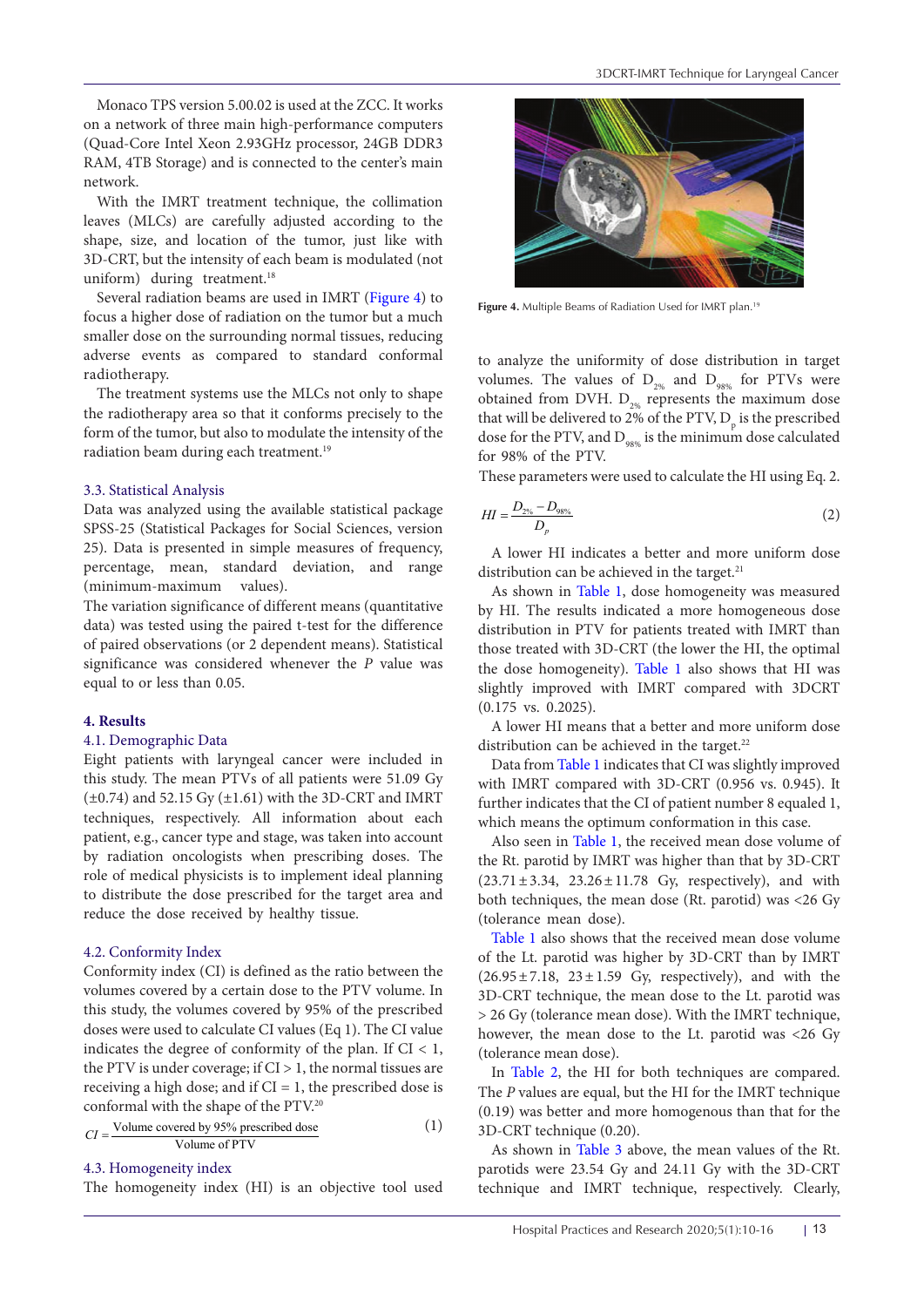Monaco TPS version 5.00.02 is used at the ZCC. It works on a network of three main high-performance computers (Quad-Core Intel Xeon 2.93GHz processor, 24GB DDR3 RAM, 4TB Storage) and is connected to the center's main network.

With the IMRT treatment technique, the collimation leaves (MLCs) are carefully adjusted according to the shape, size, and location of the tumor, just like with 3D-CRT, but the intensity of each beam is modulated (not uniform) during treatment.[18]

Several radiation beams are used in IMRT (Figure 4) to focus a higher dose of radiation on the tumor but a much smaller dose on the surrounding normal tissues, reducing adverse events as compared to standard conformal radiotherapy.

The treatment systems use the MLCs not only to shape the radiotherapy area so that it conforms precisely to the form of the tumor, but also to modulate the intensity of the radiation beam during each treatment.[19]

### 3.3. Statistical Analysis

Data was analyzed using the available statistical package SPSS-25 (Statistical Packages for Social Sciences, version 25). Data is presented in simple measures of frequency, percentage, mean, standard deviation, and range (minimum-maximum values).

The variation significance of different means (quantitative data) was tested using the paired t-test for the difference of paired observations (or 2 dependent means). Statistical significance was considered whenever the *P* value was equal to or less than 0.05.

## 4. Results

### 4.1. Demographic Data

Eight patients with laryngeal cancer were included in this study. The mean PTVs of all patients were 51.09 Gy (±0.74) and 52.15 Gy (±1.61) with the 3D-CRT and IMRT techniques, respectively. All information about each patient, e.g., cancer type and stage, was taken into account by radiation oncologists when prescribing doses. The role of medical physicists is to implement ideal planning to distribute the dose prescribed for the target area and reduce the dose received by healthy tissue.

### 4.2. Conformity Index

Conformity index (CI) is defined as the ratio between the volumes covered by a certain dose to the PTV volume. In this study, the volumes covered by 95% of the prescribed doses were used to calculate CI values (Eq 1). The CI value indicates the degree of conformity of the plan. If CI < 1, the PTV is under coverage; if CI > 1, the normal tissues are receiving a high dose; and if CI = 1, the prescribed dose is conformal with the shape of the PTV.[20]

$$CI = \frac{\text{Volume covered by 95\% prescribed dose}}{\text{Volume of PTV}} \quad (1)$$

### 4.3. Homogeneity index

The homogeneity index (HI) is an objective tool used to analyze the uniformity of dose distribution in target volumes. The values of $D_{2\%}$ and $D_{98\%}$ for PTVs were obtained from DVH. $D_{2\%}$ represents the maximum dose that will be delivered to 2% of the PTV, $D_p$ is the prescribed dose for the PTV, and $D_{98\%}$ is the minimum dose calculated for 98% of the PTV.

These parameters were used to calculate the HI using Eq. 2.

$$HI = \frac{D_{2\%} - D_{98\%}}{D_p} \quad (2)$$

A lower HI indicates a better and more uniform dose distribution can be achieved in the target.[21]

As shown in Table 1, dose homogeneity was measured by HI. The results indicated a more homogeneous dose distribution in PTV for patients treated with IMRT than those treated with 3D-CRT (the lower the HI, the optimal the dose homogeneity). Table 1 also shows that HI was slightly improved with IMRT compared with 3DCRT (0.175 vs. 0.2025).

A lower HI means that a better and more uniform dose distribution can be achieved in the target.[22]

Data from Table 1 indicates that CI was slightly improved with IMRT compared with 3D-CRT (0.956 vs. 0.945). It further indicates that the CI of patient number 8 equaled 1, which means the optimum conformation in this case.

Also seen in Table 1, the received mean dose volume of the Rt. parotid by IMRT was higher than that by 3D-CRT (23.71 ± 3.34, 23.26 ± 11.78 Gy, respectively), and with both techniques, the mean dose (Rt. parotid) was <26 Gy (tolerance mean dose).

Table 1 also shows that the received mean dose volume of the Lt. parotid was higher by 3D-CRT than by IMRT (26.95 ± 7.18, 23 ± 1.59 Gy, respectively), and with the 3D-CRT technique, the mean dose to the Lt. parotid was > 26 Gy (tolerance mean dose). With the IMRT technique, however, the mean dose to the Lt. parotid was <26 Gy (tolerance mean dose).

In Table 2, the HI for both techniques are compared. The *P* values are equal, but the HI for the IMRT technique (0.19) was better and more homogenous than that for the 3D-CRT technique (0.20).

As shown in Table 3 above, the mean values of the Rt. parotids were 23.54 Gy and 24.11 Gy with the 3D-CRT technique and IMRT technique, respectively. Clearly,

**Figure 4.** Multiple Beams of Radiation Used for IMRT plan.[19]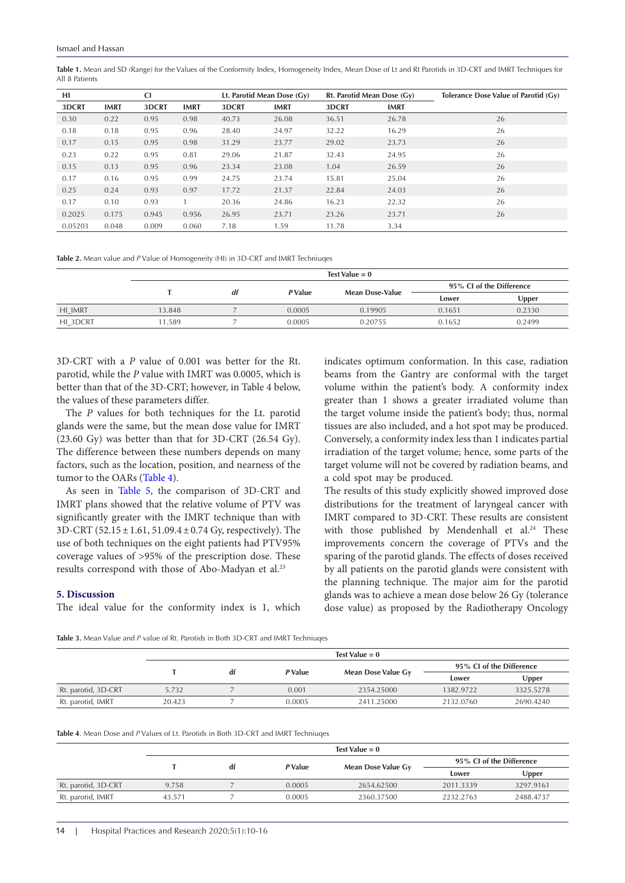**Table 1.** Mean and SD (Range) for the Values of the Conformity Index, Homogeneity Index, Mean Dose of Lt and Rt Parotids in 3D-CRT and IMRT Techniques for All 8 Patients

| HI | | CI | | Lt. Parotid Mean Dose (Gy) | | Rt. Parotid Mean Dose (Gy) | | Tolerance Dose Value of Parotid (Gy) |
|---|---|---|---|---|---|---|---|---|
| 3DCRT | IMRT | 3DCRT | IMRT | 3DCRT | IMRT | 3DCRT | IMRT | |
| 0.30 | 0.22 | 0.95 | 0.98 | 40.73 | 26.08 | 36.51 | 26.78 | 26 |
| 0.18 | 0.18 | 0.95 | 0.96 | 28.40 | 24.97 | 32.22 | 16.29 | 26 |
| 0.17 | 0.15 | 0.95 | 0.98 | 31.29 | 23.77 | 29.02 | 23.73 | 26 |
| 0.23 | 0.22 | 0.95 | 0.81 | 29.06 | 21.87 | 32.43 | 24.95 | 26 |
| 0.15 | 0.13 | 0.95 | 0.96 | 23.34 | 23.08 | 1.04 | 26.59 | 26 |
| 0.17 | 0.16 | 0.95 | 0.99 | 24.75 | 23.74 | 15.81 | 25.04 | 26 |
| 0.25 | 0.24 | 0.93 | 0.97 | 17.72 | 21.37 | 22.84 | 24.03 | 26 |
| 0.17 | 0.10 | 0.93 | 1 | 20.36 | 24.86 | 16.23 | 22.32 | 26 |
| 0.2025 | 0.175 | 0.945 | 0.956 | 26.95 | 23.71 | 23.26 | 23.71 | 26 |
| 0.05203 | 0.048 | 0.009 | 0.060 | 7.18 | 1.59 | 11.78 | 3.34 | |

**Table 2.** Mean value and *P* Value of Homogeneity (HI) in 3D-CRT and IMRT Techniuqes

| | Test Value = 0 | | | | | |
|---|---|---|---|---|---|---|
| | T | df | *P* Value | Mean Dose-Value | 95% CI of the Difference | |
| | | | | | Lower | Upper |
| HI_IMRT | 13.848 | 7 | 0.0005 | 0.19905 | 0.1651 | 0.2330 |
| HI_3DCRT | 11.589 | 7 | 0.0005 | 0.20755 | 0.1652 | 0.2499 |

3D-CRT with a *P* value of 0.001 was better for the Rt. parotid, while the *P* value with IMRT was 0.0005, which is better than that of the 3D-CRT; however, in Table 4 below, the values of these parameters differ.

The *P* values for both techniques for the Lt. parotid glands were the same, but the mean dose value for IMRT (23.60 Gy) was better than that for 3D-CRT (26.54 Gy). The difference between these numbers depends on many factors, such as the location, position, and nearness of the tumor to the OARs (Table 4).

As seen in Table 5, the comparison of 3D-CRT and IMRT plans showed that the relative volume of PTV was significantly greater with the IMRT technique than with 3D-CRT ($52.15 \pm 1.61$, $51.09.4 \pm 0.74$ Gy, respectively). The use of both techniques on the eight patients had PTV95% coverage values of >95% of the prescription dose. These results correspond with those of Abo-Madyan et al.[23]

## 5. Discussion

The ideal value for the conformity index is 1, which indicates optimum conformation. In this case, radiation beams from the Gantry are conformal with the target volume within the patient's body. A conformity index greater than 1 shows a greater irradiated volume than the target volume inside the patient's body; thus, normal tissues are also included, and a hot spot may be produced. Conversely, a conformity index less than 1 indicates partial irradiation of the target volume; hence, some parts of the target volume will not be covered by radiation beams, and a cold spot may be produced.

The results of this study explicitly showed improved dose distributions for the treatment of laryngeal cancer with IMRT compared to 3D-CRT. These results are consistent with those published by Mendenhall et al.[24] These improvements concern the coverage of PTVs and the sparing of the parotid glands. The effects of doses received by all patients on the parotid glands were consistent with the planning technique. The major aim for the parotid glands was to achieve a mean dose below 26 Gy (tolerance dose value) as proposed by the Radiotherapy Oncology

**Table 3.** Mean Value and *P* value of Rt. Parotids in Both 3D-CRT and IMRT Techniuqes

| | Test Value = 0 | | | | | |
|---|---|---|---|---|---|---|
| | T | df | *P* Value | Mean Dose Value Gy | 95% CI of the Difference | |
| | | | | | Lower | Upper |
| Rt. parotid, 3D-CRT | 5.732 | 7 | 0.001 | 2354.25000 | 1382.9722 | 3325.5278 |
| Rt. parotid, IMRT | 20.423 | 7 | 0.0005 | 2411.25000 | 2132.0760 | 2690.4240 |

**Table 4**. Mean Dose and *P* Values of Lt. Parotids in Both 3D-CRT and IMRT Techniuqes

| | Test Value = 0 | | | | | |
|---|---|---|---|---|---|---|
| | T | df | *P* Value | Mean Dose Value Gy | 95% CI of the Difference | |
| | | | | | Lower | Upper |
| Rt. parotid, 3D-CRT | 9.758 | 7 | 0.0005 | 2654.62500 | 2011.3339 | 3297.9161 |
| Rt. parotid, IMRT | 43.571 | 7 | 0.0005 | 2360.37500 | 2232.2763 | 2488.4737 |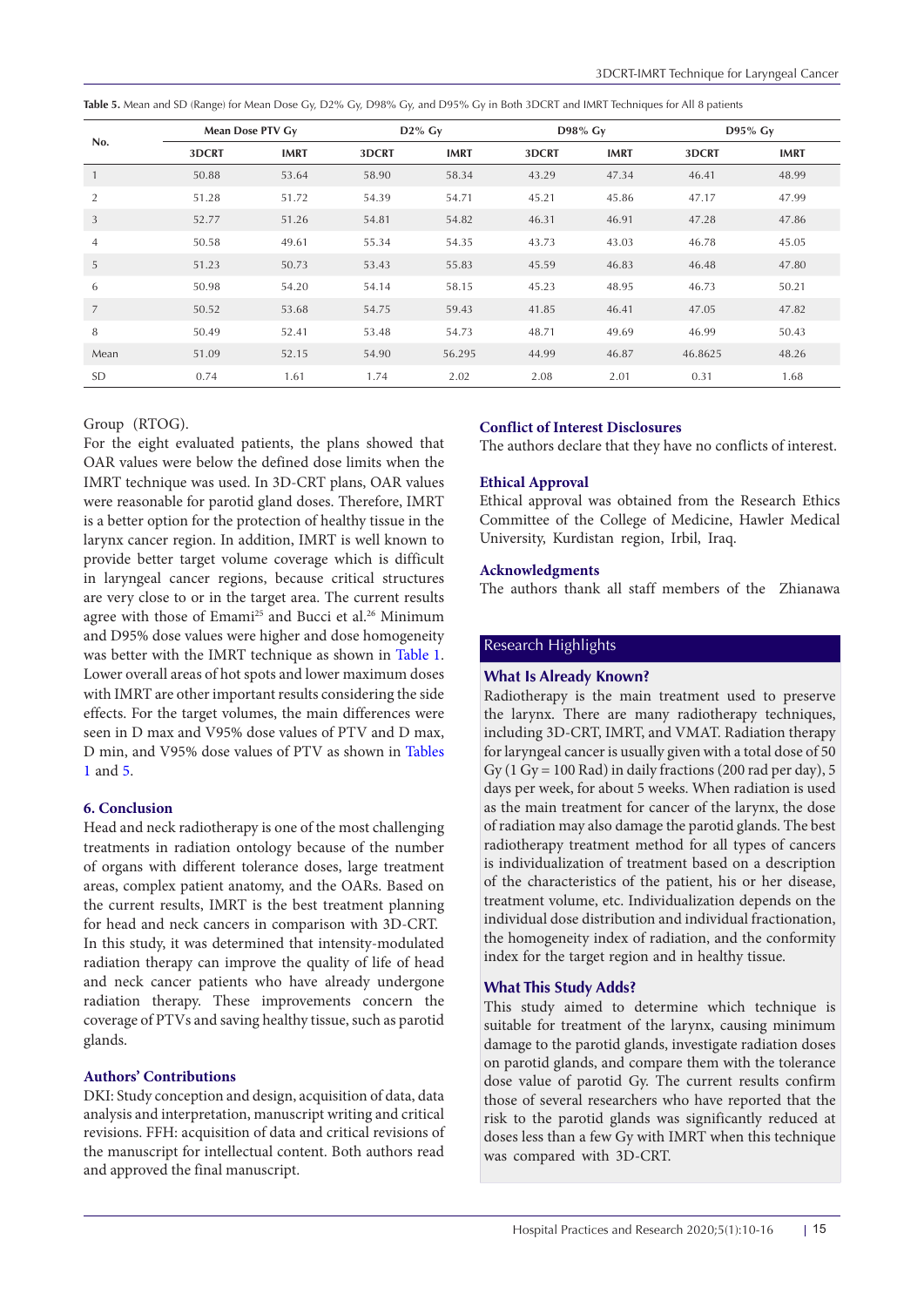**Table 5.** Mean and SD (Range) for Mean Dose Gy, D2% Gy, D98% Gy, and D95% Gy in Both 3DCRT and IMRT Techniques for All 8 patients

| No. | Mean Dose PTV Gy | | D2% Gy | | D98% Gy | | D95% Gy | |
|---|---|---|---|---|---|---|---|---|
| | 3DCRT | IMRT | 3DCRT | IMRT | 3DCRT | IMRT | 3DCRT | IMRT |
| 1 | 50.88 | 53.64 | 58.90 | 58.34 | 43.29 | 47.34 | 46.41 | 48.99 |
| 2 | 51.28 | 51.72 | 54.39 | 54.71 | 45.21 | 45.86 | 47.17 | 47.99 |
| 3 | 52.77 | 51.26 | 54.81 | 54.82 | 46.31 | 46.91 | 47.28 | 47.86 |
| 4 | 50.58 | 49.61 | 55.34 | 54.35 | 43.73 | 43.03 | 46.78 | 45.05 |
| 5 | 51.23 | 50.73 | 53.43 | 55.83 | 45.59 | 46.83 | 46.48 | 47.80 |
| 6 | 50.98 | 54.20 | 54.14 | 58.15 | 45.23 | 48.95 | 46.73 | 50.21 |
| 7 | 50.52 | 53.68 | 54.75 | 59.43 | 41.85 | 46.41 | 47.05 | 47.82 |
| 8 | 50.49 | 52.41 | 53.48 | 54.73 | 48.71 | 49.69 | 46.99 | 50.43 |
| Mean | 51.09 | 52.15 | 54.90 | 56.295 | 44.99 | 46.87 | 46.8625 | 48.26 |
| SD | 0.74 | 1.61 | 1.74 | 2.02 | 2.08 | 2.01 | 0.31 | 1.68 |

Group (RTOG).

For the eight evaluated patients, the plans showed that OAR values were below the defined dose limits when the IMRT technique was used. In 3D-CRT plans, OAR values were reasonable for parotid gland doses. Therefore, IMRT is a better option for the protection of healthy tissue in the larynx cancer region. In addition, IMRT is well known to provide better target volume coverage which is difficult in laryngeal cancer regions, because critical structures are very close to or in the target area. The current results agree with those of Emami[25] and Bucci et al.[26] Minimum and D95% dose values were higher and dose homogeneity was better with the IMRT technique as shown in Table 1. Lower overall areas of hot spots and lower maximum doses with IMRT are other important results considering the side effects. For the target volumes, the main differences were seen in D max and V95% dose values of PTV and D max, D min, and V95% dose values of PTV as shown in Tables 1 and 5.

## 6. Conclusion

Head and neck radiotherapy is one of the most challenging treatments in radiation ontology because of the number of organs with different tolerance doses, large treatment areas, complex patient anatomy, and the OARs. Based on the current results, IMRT is the best treatment planning for head and neck cancers in comparison with 3D-CRT. In this study, it was determined that intensity-modulated radiation therapy can improve the quality of life of head and neck cancer patients who have already undergone radiation therapy. These improvements concern the coverage of PTVs and saving healthy tissue, such as parotid glands.

### Authors' Contributions

DKI: Study conception and design, acquisition of data, data analysis and interpretation, manuscript writing and critical revisions. FFH: acquisition of data and critical revisions of the manuscript for intellectual content. Both authors read and approved the final manuscript.

### Conflict of Interest Disclosures

The authors declare that they have no conflicts of interest.

### Ethical Approval

Ethical approval was obtained from the Research Ethics Committee of the College of Medicine, Hawler Medical University, Kurdistan region, Irbil, Iraq.

### Acknowledgments

The authors thank all staff members of the Zhianawa

### Research Highlights

#### What Is Already Known?

Radiotherapy is the main treatment used to preserve the larynx. There are many radiotherapy techniques, including 3D-CRT, IMRT, and VMAT. Radiation therapy for laryngeal cancer is usually given with a total dose of 50 Gy (1 Gy = 100 Rad) in daily fractions (200 rad per day), 5 days per week, for about 5 weeks. When radiation is used as the main treatment for cancer of the larynx, the dose of radiation may also damage the parotid glands. The best radiotherapy treatment method for all types of cancers is individualization of treatment based on a description of the characteristics of the patient, his or her disease, treatment volume, etc. Individualization depends on the individual dose distribution and individual fractionation, the homogeneity index of radiation, and the conformity index for the target region and in healthy tissue.

#### What This Study Adds?

This study aimed to determine which technique is suitable for treatment of the larynx, causing minimum damage to the parotid glands, investigate radiation doses on parotid glands, and compare them with the tolerance dose value of parotid Gy. The current results confirm those of several researchers who have reported that the risk to the parotid glands was significantly reduced at doses less than a few Gy with IMRT when this technique was compared with 3D-CRT.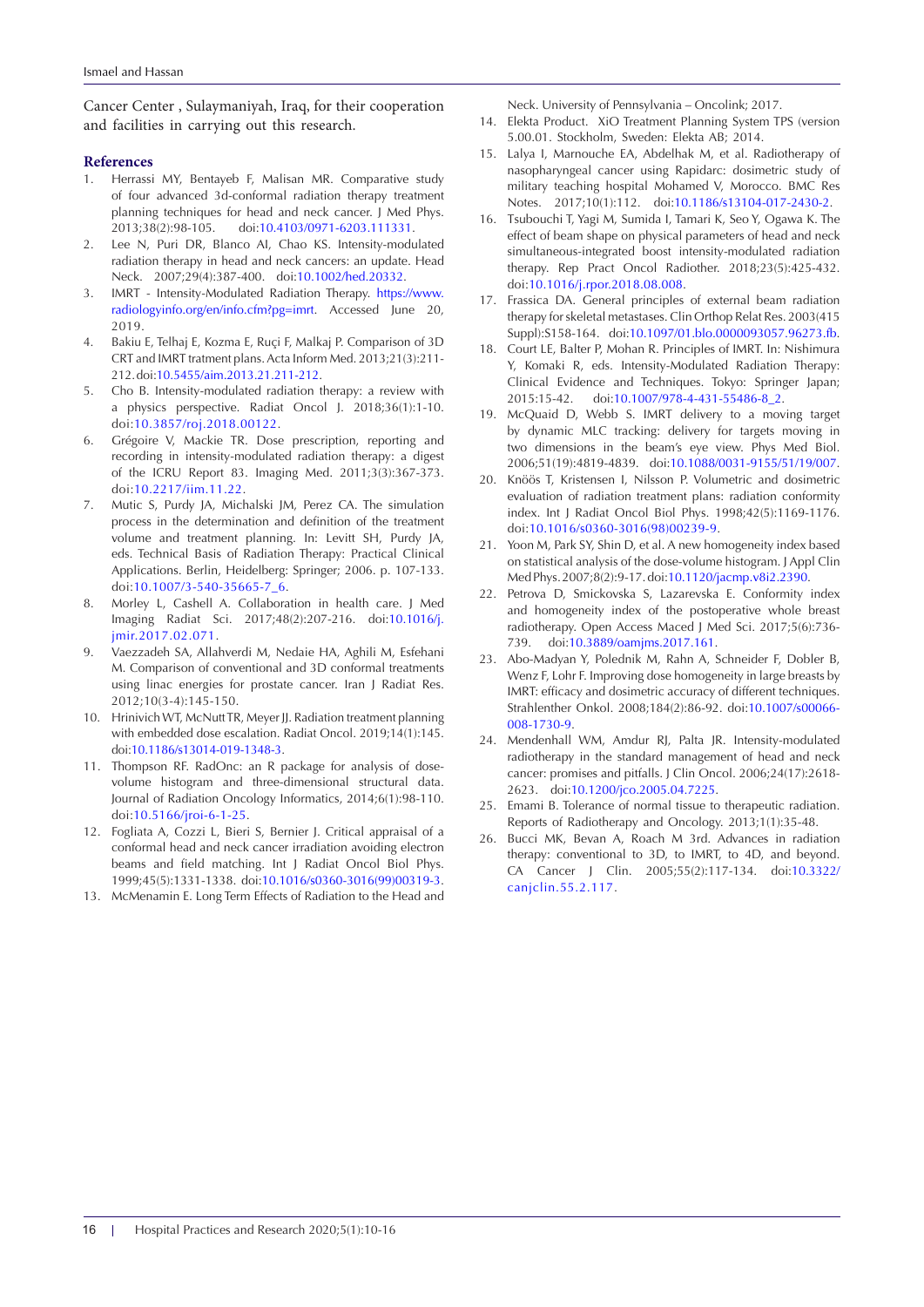Cancer Center , Sulaymaniyah, Iraq, for their cooperation and facilities in carrying out this research.

## References

1. Herrassi MY, Bentayeb F, Malisan MR. Comparative study of four advanced 3d-conformal radiation therapy treatment planning techniques for head and neck cancer. J Med Phys. 2013;38(2):98-105. doi:10.4103/0971-6203.111331.
2. Lee N, Puri DR, Blanco AI, Chao KS. Intensity-modulated radiation therapy in head and neck cancers: an update. Head Neck. 2007;29(4):387-400. doi:10.1002/hed.20332.
3. IMRT - Intensity-Modulated Radiation Therapy. https://www.radiologyinfo.org/en/info.cfm?pg=imrt. Accessed June 20, 2019.
4. Bakiu E, Telhaj E, Kozma E, Ruçi F, Malkaj P. Comparison of 3D CRT and IMRT tratment plans. Acta Inform Med. 2013;21(3):211-212. doi:10.5455/aim.2013.21.211-212.
5. Cho B. Intensity-modulated radiation therapy: a review with a physics perspective. Radiat Oncol J. 2018;36(1):1-10. doi:10.3857/roj.2018.00122.
6. Grégoire V, Mackie TR. Dose prescription, reporting and recording in intensity-modulated radiation therapy: a digest of the ICRU Report 83. Imaging Med. 2011;3(3):367-373. doi:10.2217/iim.11.22.
7. Mutic S, Purdy JA, Michalski JM, Perez CA. The simulation process in the determination and definition of the treatment volume and treatment planning. In: Levitt SH, Purdy JA, eds. Technical Basis of Radiation Therapy: Practical Clinical Applications. Berlin, Heidelberg: Springer; 2006. p. 107-133. doi:10.1007/3-540-35665-7_6.
8. Morley L, Cashell A. Collaboration in health care. J Med Imaging Radiat Sci. 2017;48(2):207-216. doi:10.1016/j.jmir.2017.02.071.
9. Vaezzadeh SA, Allahverdi M, Nedaie HA, Aghili M, Esfehani M. Comparison of conventional and 3D conformal treatments using linac energies for prostate cancer. Iran J Radiat Res. 2012;10(3-4):145-150.
10. Hrinivich WT, McNutt TR, Meyer JJ. Radiation treatment planning with embedded dose escalation. Radiat Oncol. 2019;14(1):145. doi:10.1186/s13014-019-1348-3.
11. Thompson RF. RadOnc: an R package for analysis of dose-volume histogram and three-dimensional structural data. Journal of Radiation Oncology Informatics, 2014;6(1):98-110. doi:10.5166/jroi-6-1-25.
12. Fogliata A, Cozzi L, Bieri S, Bernier J. Critical appraisal of a conformal head and neck cancer irradiation avoiding electron beams and field matching. Int J Radiat Oncol Biol Phys. 1999;45(5):1331-1338. doi:10.1016/s0360-3016(99)00319-3.
13. McMenamin E. Long Term Effects of Radiation to the Head and Neck. University of Pennsylvania – Oncolink; 2017.
14. Elekta Product. XiO Treatment Planning System TPS (version 5.00.01. Stockholm, Sweden: Elekta AB; 2014.
15. Lalya I, Marnouche EA, Abdelhak M, et al. Radiotherapy of nasopharyngeal cancer using Rapidarc: dosimetric study of military teaching hospital Mohamed V, Morocco. BMC Res Notes. 2017;10(1):112. doi:10.1186/s13104-017-2430-2.
16. Tsubouchi T, Yagi M, Sumida I, Tamari K, Seo Y, Ogawa K. The effect of beam shape on physical parameters of head and neck simultaneous-integrated boost intensity-modulated radiation therapy. Rep Pract Oncol Radiother. 2018;23(5):425-432. doi:10.1016/j.rpor.2018.08.008.
17. Frassica DA. General principles of external beam radiation therapy for skeletal metastases. Clin Orthop Relat Res. 2003(415 Suppl):S158-164. doi:10.1097/01.blo.0000093057.96273.fb.
18. Court LE, Balter P, Mohan R. Principles of IMRT. In: Nishimura Y, Komaki R, eds. Intensity-Modulated Radiation Therapy: Clinical Evidence and Techniques. Tokyo: Springer Japan; 2015:15-42. doi:10.1007/978-4-431-55486-8_2.
19. McQuaid D, Webb S. IMRT delivery to a moving target by dynamic MLC tracking: delivery for targets moving in two dimensions in the beam's eye view. Phys Med Biol. 2006;51(19):4819-4839. doi:10.1088/0031-9155/51/19/007.
20. Knöös T, Kristensen I, Nilsson P. Volumetric and dosimetric evaluation of radiation treatment plans: radiation conformity index. Int J Radiat Oncol Biol Phys. 1998;42(5):1169-1176. doi:10.1016/s0360-3016(98)00239-9.
21. Yoon M, Park SY, Shin D, et al. A new homogeneity index based on statistical analysis of the dose-volume histogram. J Appl Clin Med Phys. 2007;8(2):9-17. doi:10.1120/jacmp.v8i2.2390.
22. Petrova D, Smickovska S, Lazarevska E. Conformity index and homogeneity index of the postoperative whole breast radiotherapy. Open Access Maced J Med Sci. 2017;5(6):736-739. doi:10.3889/oamjms.2017.161.
23. Abo-Madyan Y, Polednik M, Rahn A, Schneider F, Dobler B, Wenz F, Lohr F. Improving dose homogeneity in large breasts by IMRT: efficacy and dosimetric accuracy of different techniques. Strahlenther Onkol. 2008;184(2):86-92. doi:10.1007/s00066-008-1730-9.
24. Mendenhall WM, Amdur RJ, Palta JR. Intensity-modulated radiotherapy in the standard management of head and neck cancer: promises and pitfalls. J Clin Oncol. 2006;24(17):2618-2623. doi:10.1200/jco.2005.04.7225.
25. Emami B. Tolerance of normal tissue to therapeutic radiation. Reports of Radiotherapy and Oncology. 2013;1(1):35-48.
26. Bucci MK, Bevan A, Roach M 3rd. Advances in radiation therapy: conventional to 3D, to IMRT, to 4D, and beyond. CA Cancer J Clin. 2005;55(2):117-134. doi:10.3322/canjclin.55.2.117.